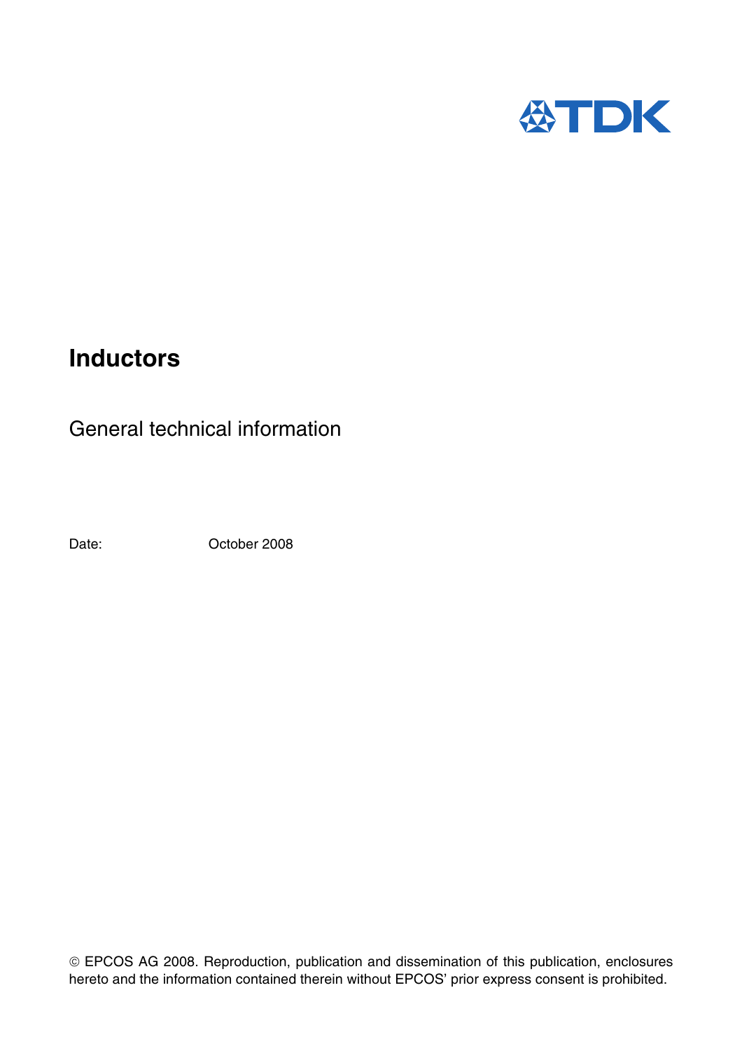TDK

# Inductors

## General technical information

Date: October 2008

© EPCOS AG 2008. Reproduction, publication and dissemination of this publication, enclosures hereto and the information contained therein without EPCOS' prior express consent is prohibited.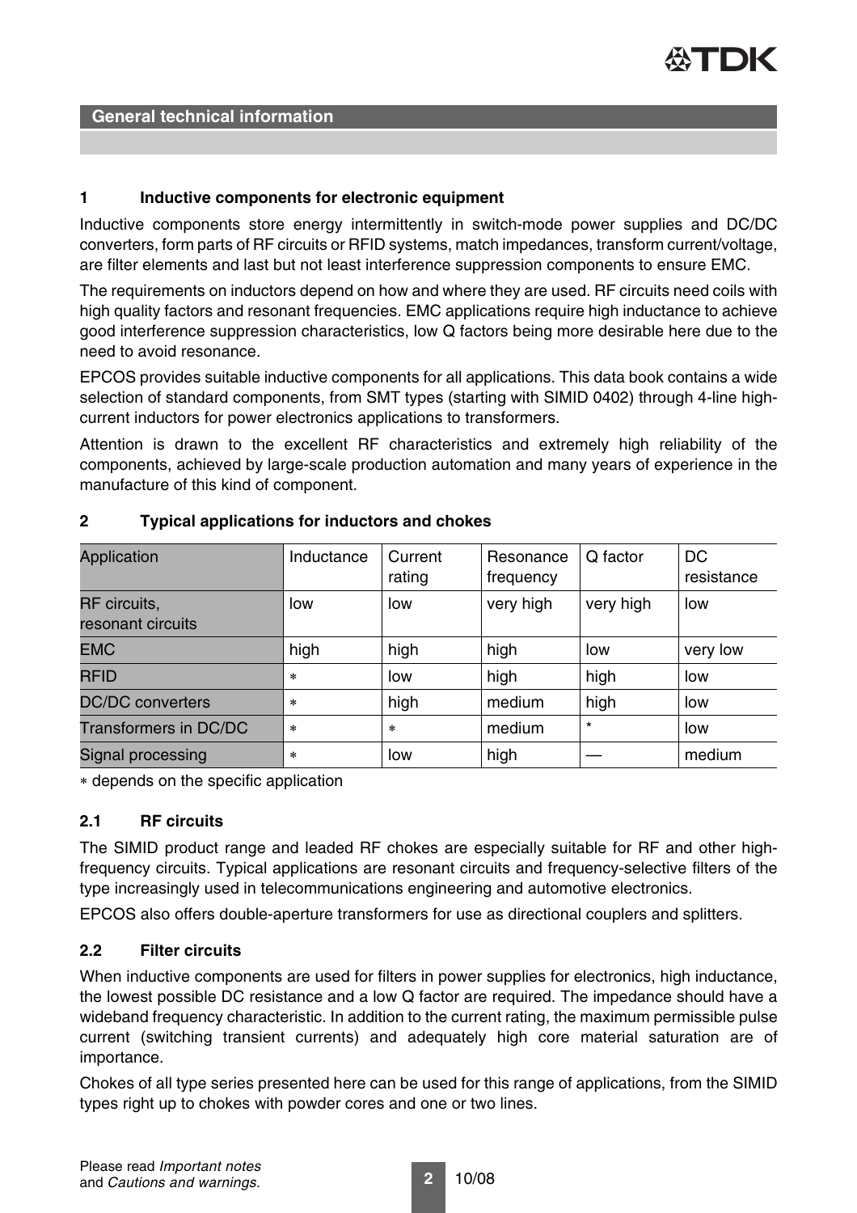## General technical information

### 1 Inductive components for electronic equipment

Inductive components store energy intermittently in switch-mode power supplies and DC/DC converters, form parts of RF circuits or RFID systems, match impedances, transform current/voltage, are filter elements and last but not least interference suppression components to ensure EMC.

The requirements on inductors depend on how and where they are used. RF circuits need coils with high quality factors and resonant frequencies. EMC applications require high inductance to achieve good interference suppression characteristics, low Q factors being more desirable here due to the need to avoid resonance.

EPCOS provides suitable inductive components for all applications. This data book contains a wide selection of standard components, from SMT types (starting with SIMID 0402) through 4-line high-current inductors for power electronics applications to transformers.

Attention is drawn to the excellent RF characteristics and extremely high reliability of the components, achieved by large-scale production automation and many years of experience in the manufacture of this kind of component.

### 2 Typical applications for inductors and chokes

| Application | Inductance | Current rating | Resonance frequency | Q factor | DC resistance |
|---|---|---|---|---|---|
| RF circuits, resonant circuits | low | low | very high | very high | low |
| EMC | high | high | high | low | very low |
| RFID | * | low | high | high | low |
| DC/DC converters | * | high | medium | high | low |
| Transformers in DC/DC | * | * | medium | * | low |
| Signal processing | * | low | high | — | medium |

* depends on the specific application

#### 2.1 RF circuits

The SIMID product range and leaded RF chokes are especially suitable for RF and other high-frequency circuits. Typical applications are resonant circuits and frequency-selective filters of the type increasingly used in telecommunications engineering and automotive electronics.

EPCOS also offers double-aperture transformers for use as directional couplers and splitters.

#### 2.2 Filter circuits

When inductive components are used for filters in power supplies for electronics, high inductance, the lowest possible DC resistance and a low Q factor are required. The impedance should have a wideband frequency characteristic. In addition to the current rating, the maximum permissible pulse current (switching transient currents) and adequately high core material saturation are of importance.

Chokes of all type series presented here can be used for this range of applications, from the SIMID types right up to chokes with powder cores and one or two lines.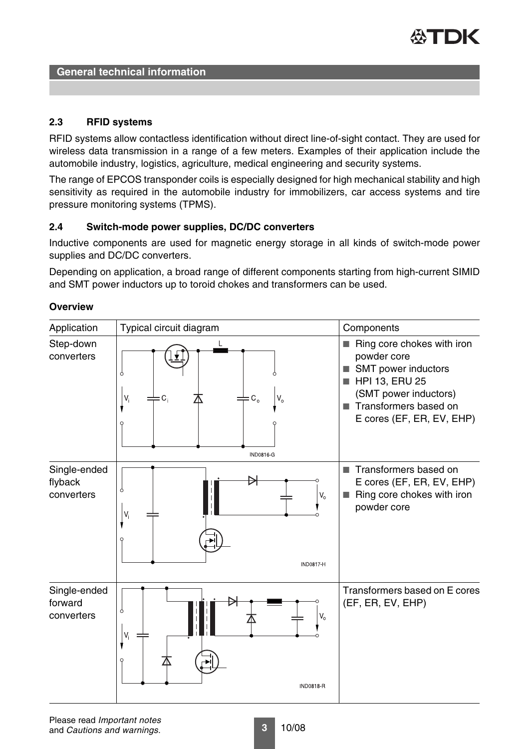## 2.3 RFID systems

RFID systems allow contactless identification without direct line-of-sight contact. They are used for wireless data transmission in a range of a few meters. Examples of their application include the automobile industry, logistics, agriculture, medical engineering and security systems.

The range of EPCOS transponder coils is especially designed for high mechanical stability and high sensitivity as required in the automobile industry for immobilizers, car access systems and tire pressure monitoring systems (TPMS).

## 2.4 Switch-mode power supplies, DC/DC converters

Inductive components are used for magnetic energy storage in all kinds of switch-mode power supplies and DC/DC converters.

Depending on application, a broad range of different components starting from high-current SIMID and SMT power inductors up to toroid chokes and transformers can be used.

**Overview**

| Application | Typical circuit diagram | Components |
|---|---|---|
| Step-down converters | L, $V_i$, $C_i$, $C_o$, $V_o$ IND0816-G | ■ Ring core chokes with iron powder core<br>■ SMT power inductors<br>■ HPI 13, ERU 25 (SMT power inductors)<br>■ Transformers based on E cores (EF, ER, EV, EHP) |
| Single-ended flyback converters | $V_i$, $V_o$ IND0817-H | ■ Transformers based on E cores (EF, ER, EV, EHP)<br>■ Ring core chokes with iron powder core |
| Single-ended forward converters | $V_i$, $V_o$ IND0818-R | Transformers based on E cores (EF, ER, EV, EHP) |

Please read *Important notes* and *Cautions and warnings*.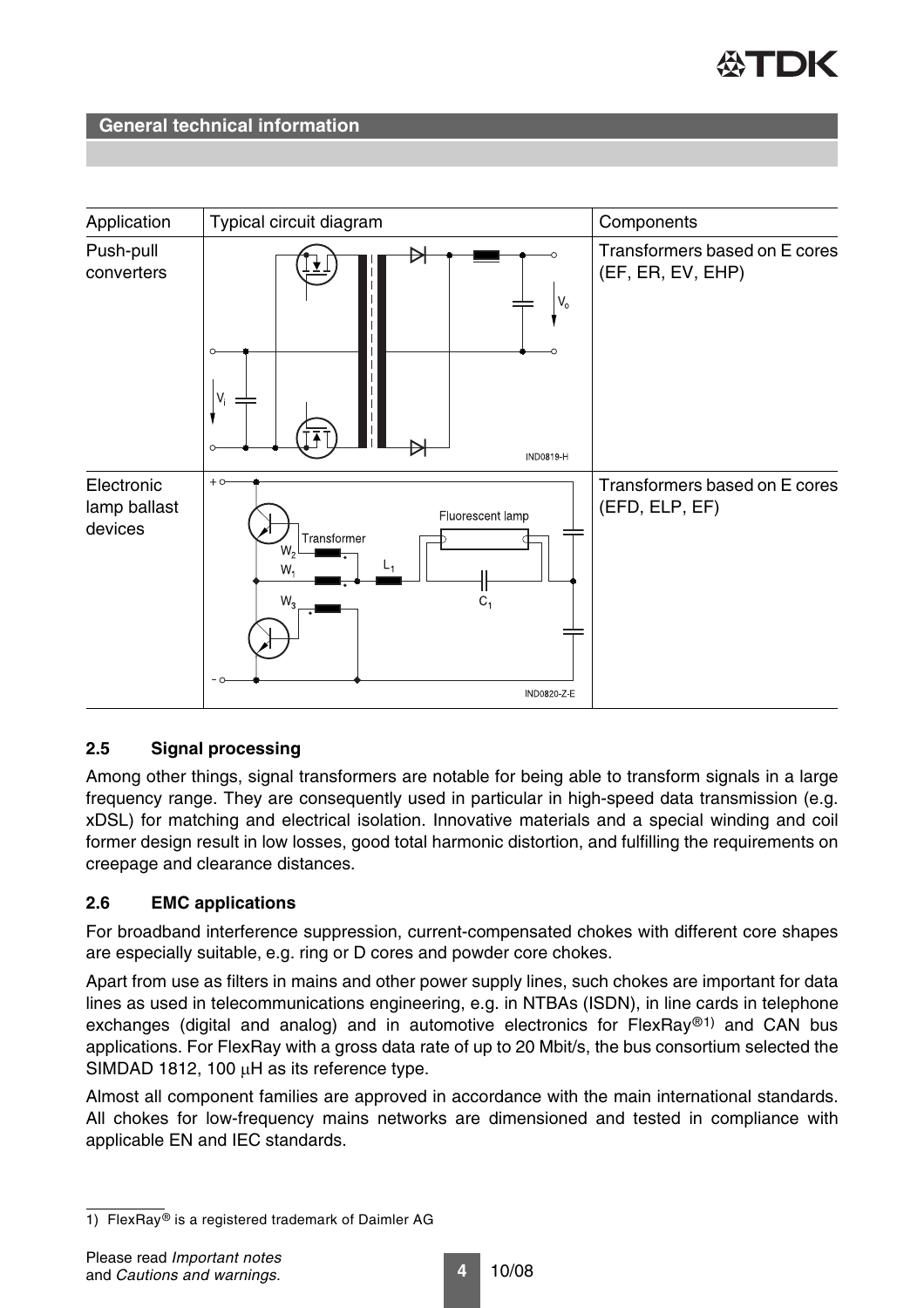| Application | Typical circuit diagram | Components |
|---|---|---|
| Push-pull converters | $V_i$ $V_o$ IND0819-H | Transformers based on E cores (EF, ER, EV, EHP) |
| Electronic lamp ballast devices | + – Transformer $W_2$ $W_1$ $W_3$ $L_1$ Fluorescent lamp $C_1$ IND0820-Z-E | Transformers based on E cores (EFD, ELP, EF) |

### 2.5 Signal processing

Among other things, signal transformers are notable for being able to transform signals in a large frequency range. They are consequently used in particular in high-speed data transmission (e.g. xDSL) for matching and electrical isolation. Innovative materials and a special winding and coil former design result in low losses, good total harmonic distortion, and fulfilling the requirements on creepage and clearance distances.

### 2.6 EMC applications

For broadband interference suppression, current-compensated chokes with different core shapes are especially suitable, e.g. ring or D cores and powder core chokes.

Apart from use as filters in mains and other power supply lines, such chokes are important for data lines as used in telecommunications engineering, e.g. in NTBAs (ISDN), in line cards in telephone exchanges (digital and analog) and in automotive electronics for FlexRay®[1)] and CAN bus applications. For FlexRay with a gross data rate of up to 20 Mbit/s, the bus consortium selected the SIMDAD 1812, 100 µH as its reference type.

Almost all component families are approved in accordance with the main international standards. All chokes for low-frequency mains networks are dimensioned and tested in compliance with applicable EN and IEC standards.

1) FlexRay® is a registered trademark of Daimler AG

Please read *Important notes* and *Cautions and warnings*.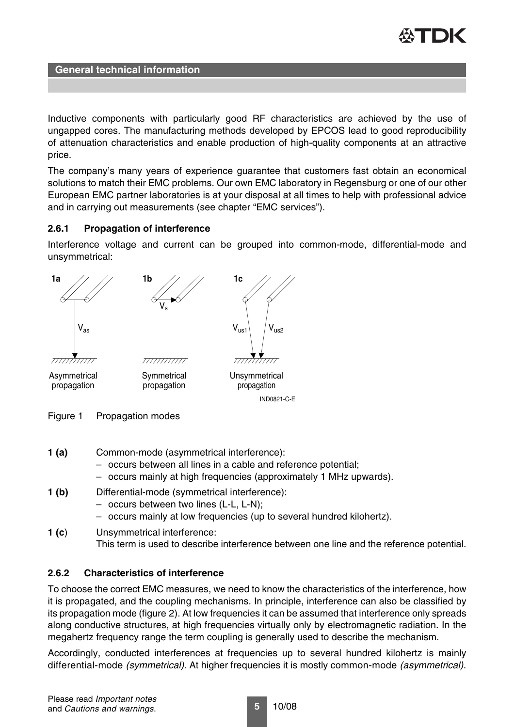Inductive components with particularly good RF characteristics are achieved by the use of ungapped cores. The manufacturing methods developed by EPCOS lead to good reproducibility of attenuation characteristics and enable production of high-quality components at an attractive price.

The company's many years of experience guarantee that customers fast obtain an economical solutions to match their EMC problems. Our own EMC laboratory in Regensburg or one of our other European EMC partner laboratories is at your disposal at all times to help with professional advice and in carrying out measurements (see chapter "EMC services").

### 2.6.1 Propagation of interference

Interference voltage and current can be grouped into common-mode, differential-mode and unsymmetrical:

1a

$V_{as}$

Asymmetrical propagation

1b

$V_s$

Symmetrical propagation

1c

$V_{us1}$ $V_{us2}$

Unsymmetrical propagation

IND0821-C-E

Figure 1 Propagation modes

**1 (a)** Common-mode (asymmetrical interference):
- occurs between all lines in a cable and reference potential;
- occurs mainly at high frequencies (approximately 1 MHz upwards).

**1 (b)** Differential-mode (symmetrical interference):
- occurs between two lines (L-L, L-N);
- occurs mainly at low frequencies (up to several hundred kilohertz).

**1 (c)** Unsymmetrical interference:
This term is used to describe interference between one line and the reference potential.

### 2.6.2 Characteristics of interference

To choose the correct EMC measures, we need to know the characteristics of the interference, how it is propagated, and the coupling mechanisms. In principle, interference can also be classified by its propagation mode (figure 2). At low frequencies it can be assumed that interference only spreads along conductive structures, at high frequencies virtually only by electromagnetic radiation. In the megahertz frequency range the term coupling is generally used to describe the mechanism.

Accordingly, conducted interferences at frequencies up to several hundred kilohertz is mainly differential-mode *(symmetrical)*. At higher frequencies it is mostly common-mode *(asymmetrical)*.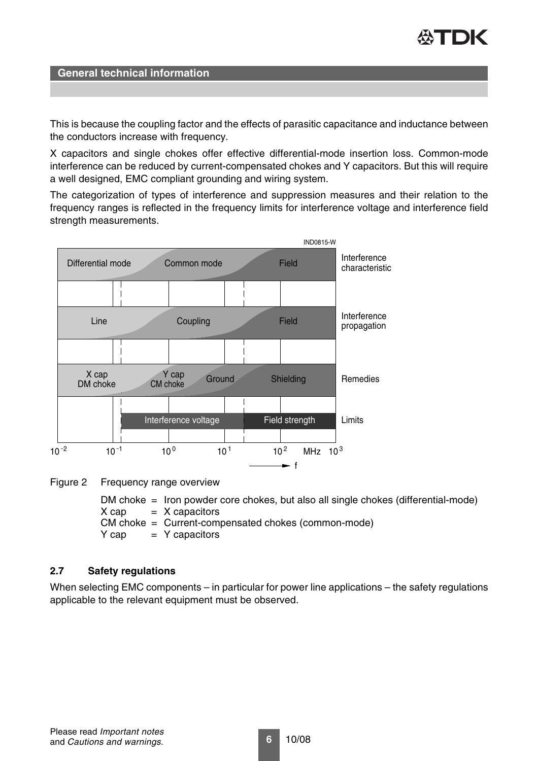This is because the coupling factor and the effects of parasitic capacitance and inductance between the conductors increase with frequency.

X capacitors and single chokes offer effective differential-mode insertion loss. Common-mode interference can be reduced by current-compensated chokes and Y capacitors. But this will require a well designed, EMC compliant grounding and wiring system.

The categorization of types of interference and suppression measures and their relation to the frequency ranges is reflected in the frequency limits for interference voltage and interference field strength measurements.

IND0815-W

Differential mode Common mode Field — Interference characteristic

Line Coupling Field — Interference propagation

X cap DM choke Y cap CM choke Ground Shielding — Remedies

Interference voltage Field strength — Limits

$10^{-2}$ $10^{-1}$ $10^{0}$ $10^{1}$ $10^{2}$ MHz $10^{3}$

f

Figure 2 Frequency range overview

DM choke = Iron powder core chokes, but also all single chokes (differential-mode)
X cap = X capacitors
CM choke = Current-compensated chokes (common-mode)
Y cap = Y capacitors

### 2.7 Safety regulations

When selecting EMC components – in particular for power line applications – the safety regulations applicable to the relevant equipment must be observed.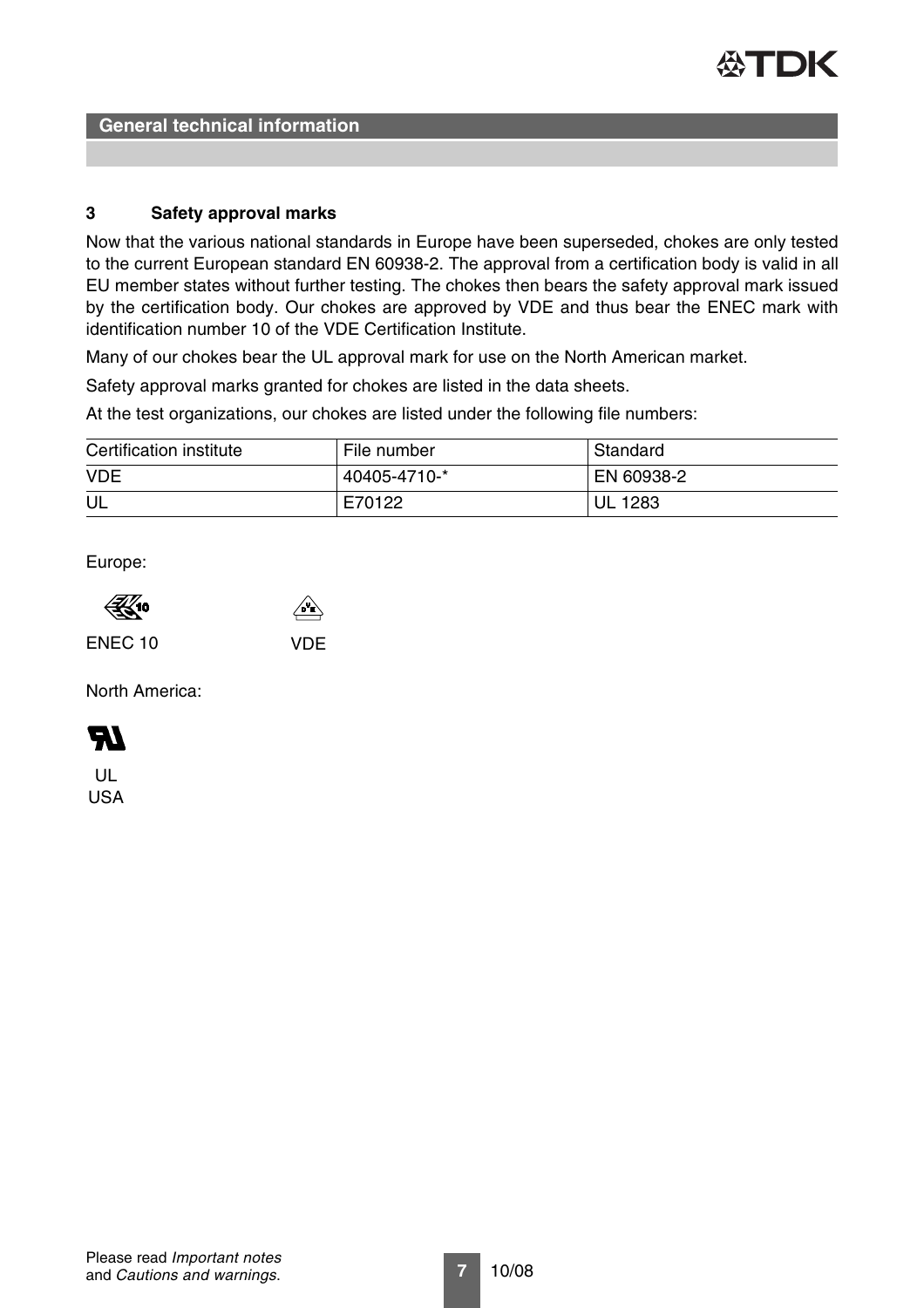## 3 Safety approval marks

Now that the various national standards in Europe have been superseded, chokes are only tested to the current European standard EN 60938-2. The approval from a certification body is valid in all EU member states without further testing. The chokes then bears the safety approval mark issued by the certification body. Our chokes are approved by VDE and thus bear the ENEC mark with identification number 10 of the VDE Certification Institute.

Many of our chokes bear the UL approval mark for use on the North American market.

Safety approval marks granted for chokes are listed in the data sheets.

At the test organizations, our chokes are listed under the following file numbers:

| Certification institute | File number | Standard |
|---|---|---|
| VDE | 40405-4710-* | EN 60938-2 |
| UL | E70122 | UL 1283 |

Europe:

ENEC 10 VDE

North America:

UL
USA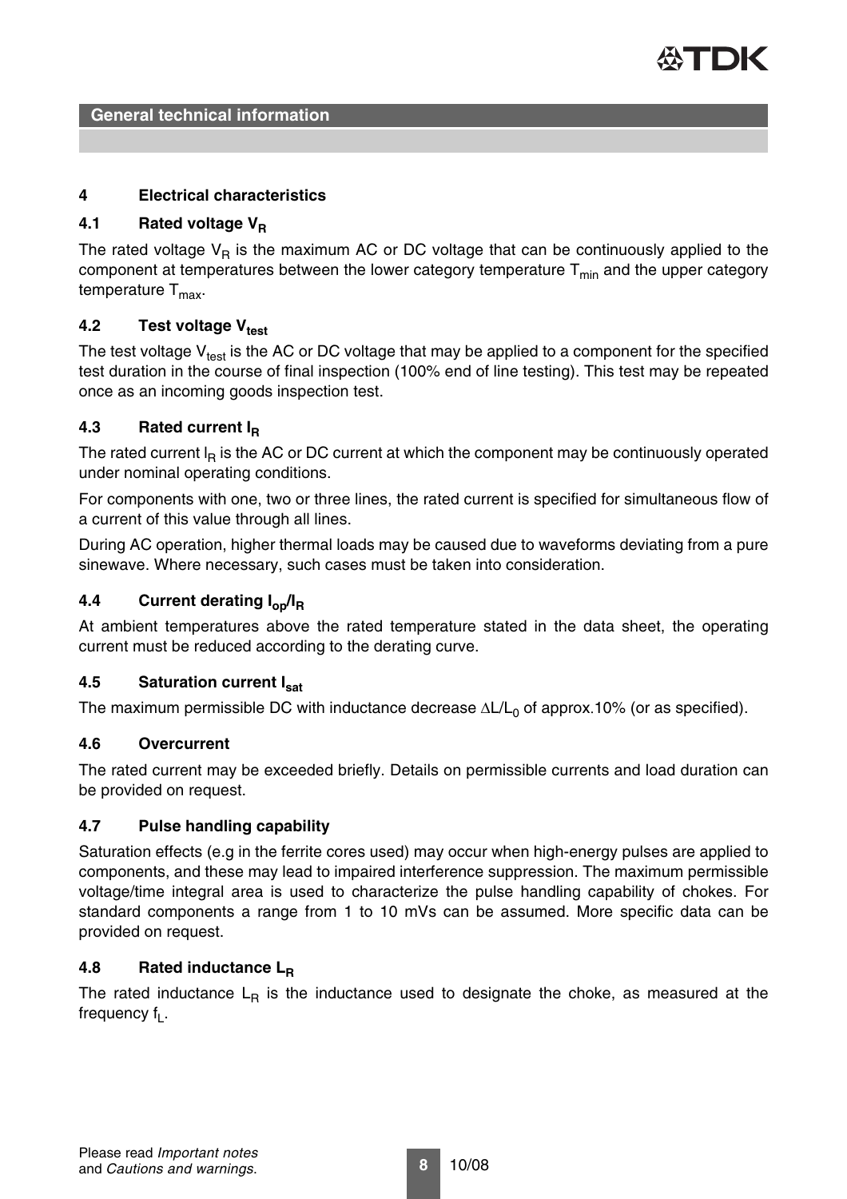## 4 Electrical characteristics

### 4.1 Rated voltage $V_R$

The rated voltage $V_R$ is the maximum AC or DC voltage that can be continuously applied to the component at temperatures between the lower category temperature $T_{min}$ and the upper category temperature $T_{max}$.

### 4.2 Test voltage $V_{test}$

The test voltage $V_{test}$ is the AC or DC voltage that may be applied to a component for the specified test duration in the course of final inspection (100% end of line testing). This test may be repeated once as an incoming goods inspection test.

### 4.3 Rated current $I_R$

The rated current $I_R$ is the AC or DC current at which the component may be continuously operated under nominal operating conditions.

For components with one, two or three lines, the rated current is specified for simultaneous flow of a current of this value through all lines.

During AC operation, higher thermal loads may be caused due to waveforms deviating from a pure sinewave. Where necessary, such cases must be taken into consideration.

### 4.4 Current derating $I_{op}/I_R$

At ambient temperatures above the rated temperature stated in the data sheet, the operating current must be reduced according to the derating curve.

### 4.5 Saturation current $I_{sat}$

The maximum permissible DC with inductance decrease $\Delta L/L_0$ of approx.10% (or as specified).

### 4.6 Overcurrent

The rated current may be exceeded briefly. Details on permissible currents and load duration can be provided on request.

### 4.7 Pulse handling capability

Saturation effects (e.g in the ferrite cores used) may occur when high-energy pulses are applied to components, and these may lead to impaired interference suppression. The maximum permissible voltage/time integral area is used to characterize the pulse handling capability of chokes. For standard components a range from 1 to 10 mVs can be assumed. More specific data can be provided on request.

### 4.8 Rated inductance $L_R$

The rated inductance $L_R$ is the inductance used to designate the choke, as measured at the frequency $f_L$.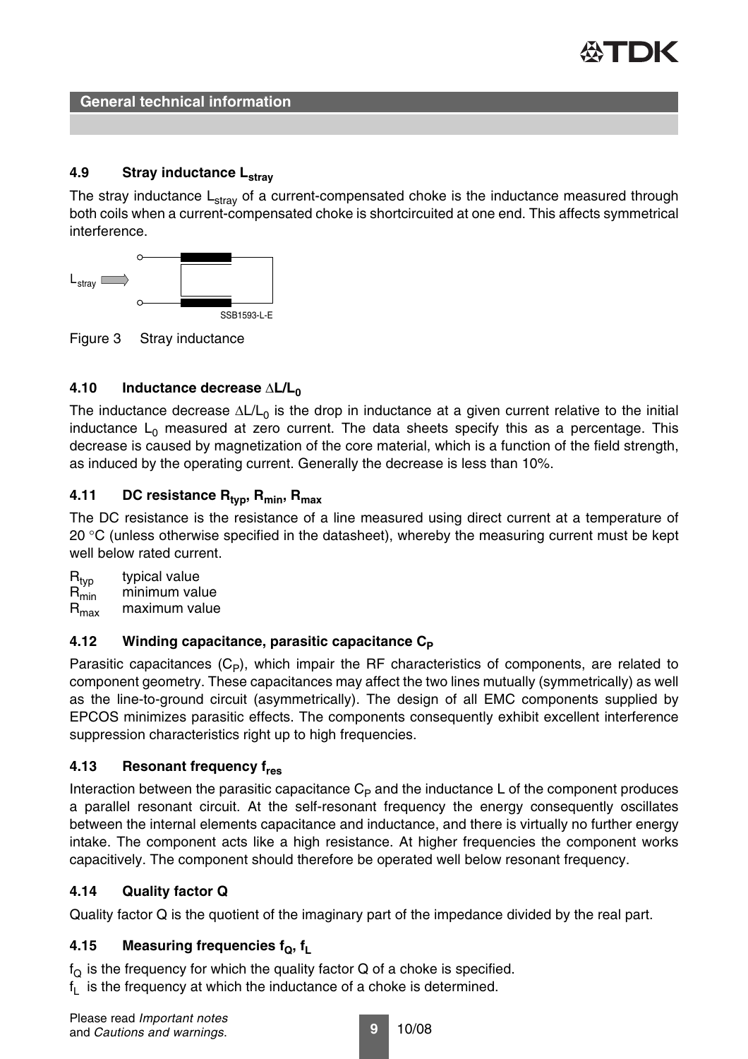## 4.9 Stray inductance $L_{stray}$

The stray inductance $L_{stray}$ of a current-compensated choke is the inductance measured through both coils when a current-compensated choke is shortcircuited at one end. This affects symmetrical interference.

$L_{stray}$

SSB1593-L-E

Figure 3 Stray inductance

## 4.10 Inductance decrease $\Delta L/L_0$

The inductance decrease $\Delta L/L_0$ is the drop in inductance at a given current relative to the initial inductance $L_0$ measured at zero current. The data sheets specify this as a percentage. This decrease is caused by magnetization of the core material, which is a function of the field strength, as induced by the operating current. Generally the decrease is less than 10%.

## 4.11 DC resistance $R_{typ}$, $R_{min}$, $R_{max}$

The DC resistance is the resistance of a line measured using direct current at a temperature of 20 °C (unless otherwise specified in the datasheet), whereby the measuring current must be kept well below rated current.

$R_{typ}$ typical value
$R_{min}$ minimum value
$R_{max}$ maximum value

## 4.12 Winding capacitance, parasitic capacitance $C_P$

Parasitic capacitances ($C_P$), which impair the RF characteristics of components, are related to component geometry. These capacitances may affect the two lines mutually (symmetrically) as well as the line-to-ground circuit (asymmetrically). The design of all EMC components supplied by EPCOS minimizes parasitic effects. The components consequently exhibit excellent interference suppression characteristics right up to high frequencies.

## 4.13 Resonant frequency $f_{res}$

Interaction between the parasitic capacitance $C_P$ and the inductance L of the component produces a parallel resonant circuit. At the self-resonant frequency the energy consequently oscillates between the internal elements capacitance and inductance, and there is virtually no further energy intake. The component acts like a high resistance. At higher frequencies the component works capacitively. The component should therefore be operated well below resonant frequency.

## 4.14 Quality factor Q

Quality factor Q is the quotient of the imaginary part of the impedance divided by the real part.

## 4.15 Measuring frequencies $f_Q$, $f_L$

$f_Q$ is the frequency for which the quality factor Q of a choke is specified.
$f_L$ is the frequency at which the inductance of a choke is determined.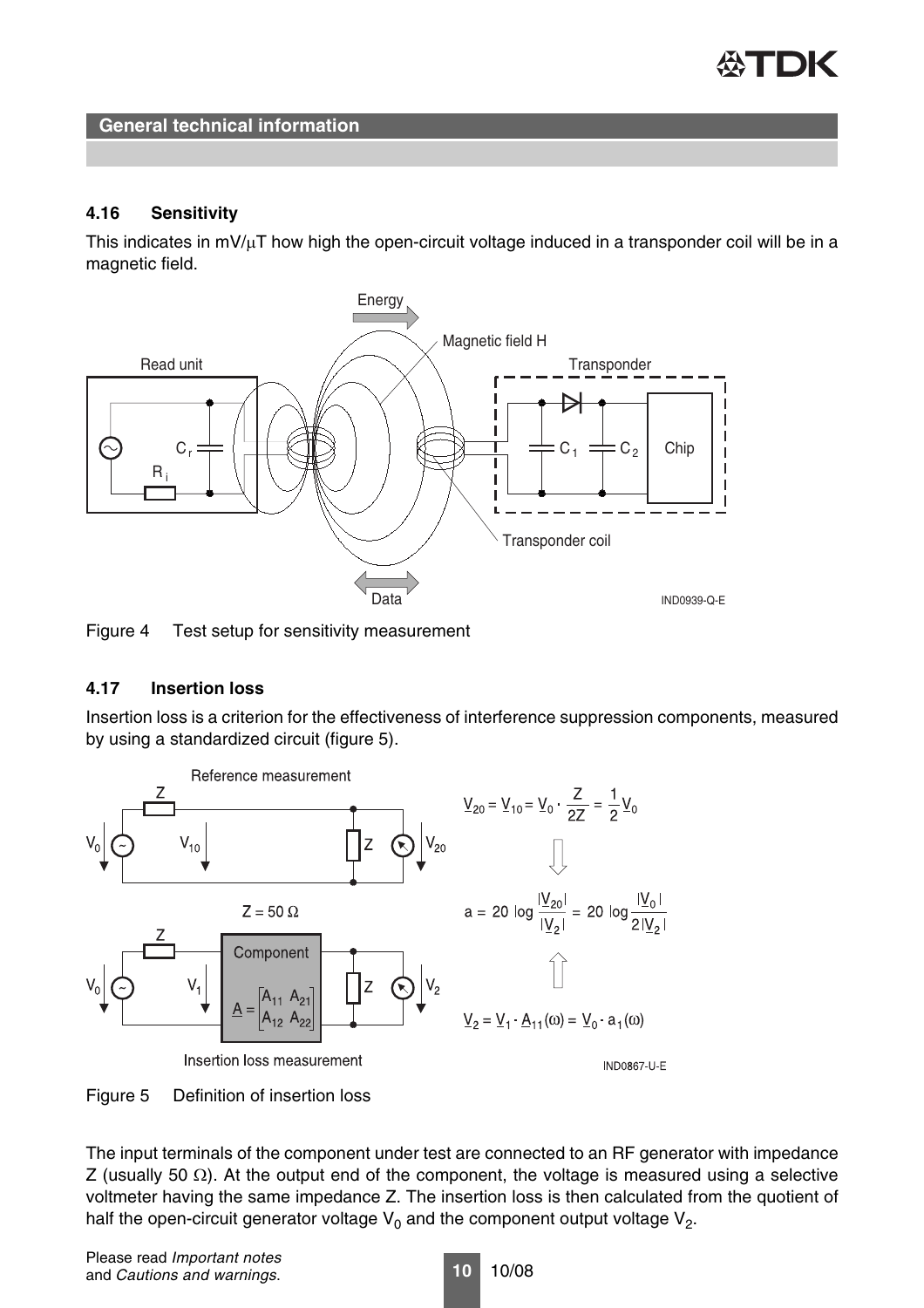## General technical information

### 4.16 Sensitivity

This indicates in mV/μT how high the open-circuit voltage induced in a transponder coil will be in a magnetic field.

Energy

Magnetic field H

Read unit

Transponder

$C_r$

$R_i$

$C_1$

$C_2$

Chip

Transponder coil

Data

IND0939-Q-E

Figure 4 Test setup for sensitivity measurement

### 4.17 Insertion loss

Insertion loss is a criterion for the effectiveness of interference suppression components, measured by using a standardized circuit (figure 5).

Reference measurement

$Z = 50\ \Omega$

Insertion loss measurement

$$\underline{V}_{20} = \underline{V}_{10} = \underline{V}_0 \cdot \frac{Z}{2Z} = \frac{1}{2}\underline{V}_0$$

$$a = 20 \log \frac{|\underline{V}_{20}|}{|\underline{V}_2|} = 20 \log \frac{|\underline{V}_0|}{2|\underline{V}_2|}$$

$$\underline{V}_2 = \underline{V}_1 \cdot \underline{A}_{11}(\omega) = \underline{V}_0 \cdot a_1(\omega)$$

$$\underline{A} = \begin{bmatrix} A_{11} & A_{21} \\ A_{12} & A_{22} \end{bmatrix}$$

IND0867-U-E

Figure 5 Definition of insertion loss

The input terminals of the component under test are connected to an RF generator with impedance Z (usually 50 Ω). At the output end of the component, the voltage is measured using a selective voltmeter having the same impedance Z. The insertion loss is then calculated from the quotient of half the open-circuit generator voltage $V_0$ and the component output voltage $V_2$.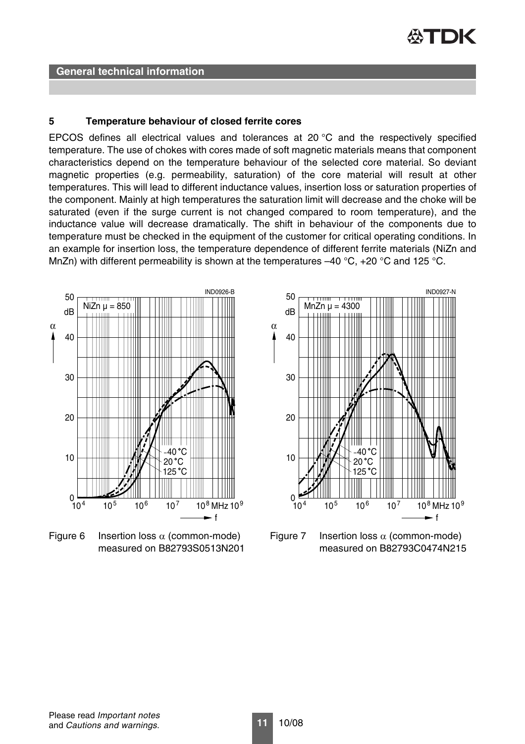## 5 Temperature behaviour of closed ferrite cores

EPCOS defines all electrical values and tolerances at 20 °C and the respectively specified temperature. The use of chokes with cores made of soft magnetic materials means that component characteristics depend on the temperature behaviour of the selected core material. So deviant magnetic properties (e.g. permeability, saturation) of the core material will result at other temperatures. This will lead to different inductance values, insertion loss or saturation properties of the component. Mainly at high temperatures the saturation limit will decrease and the choke will be saturated (even if the surge current is not changed compared to room temperature), and the inductance value will decrease dramatically. The shift in behaviour of the components due to temperature must be checked in the equipment of the customer for critical operating conditions. In an example for insertion loss, the temperature dependence of different ferrite materials (NiZn and MnZn) with different permeability is shown at the temperatures –40 °C, +20 °C and 125 °C.

IND0926-B

NiZn μ = 850

α

50 dB
40
30
20
10
0

$10^4$ $10^5$ $10^6$ $10^7$ $10^8$ MHz $10^9$

f

–40 °C
20 °C
125 °C

Figure 6 Insertion loss α (common-mode) measured on B82793S0513N201

IND0927-N

MnZn μ = 4300

α

50 dB
40
30
20
10
0

$10^4$ $10^5$ $10^6$ $10^7$ $10^8$ MHz $10^9$

f

–40 °C
20 °C
125 °C

Figure 7 Insertion loss α (common-mode) measured on B82793C0474N215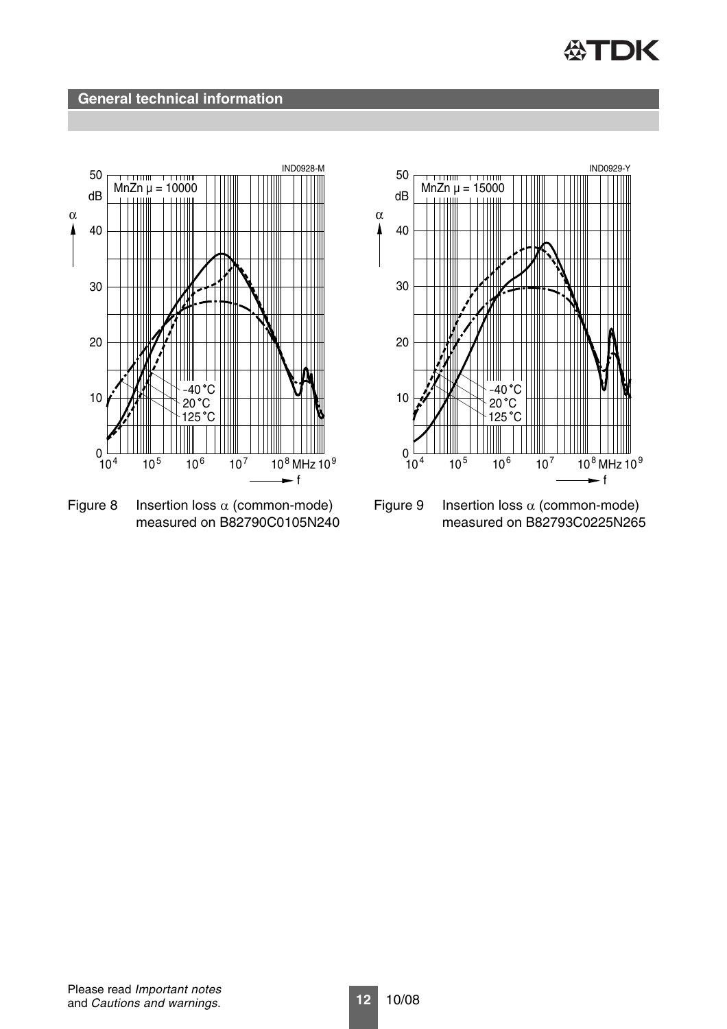## General technical information

IND0928-M

50
dB
α
40
30
20
10
0

MnZn μ = 10000

–40 °C
20 °C
125 °C

$10^4$ $10^5$ $10^6$ $10^7$ $10^8$ MHz $10^9$
f

Figure 8 Insertion loss α (common-mode) measured on B82790C0105N240

IND0929-Y

50
dB
α
40
30
20
10
0

MnZn μ = 15000

–40 °C
20 °C
125 °C

$10^4$ $10^5$ $10^6$ $10^7$ $10^8$ MHz $10^9$
f

Figure 9 Insertion loss α (common-mode) measured on B82793C0225N265

Please read *Important notes* and *Cautions and warnings*.

10/08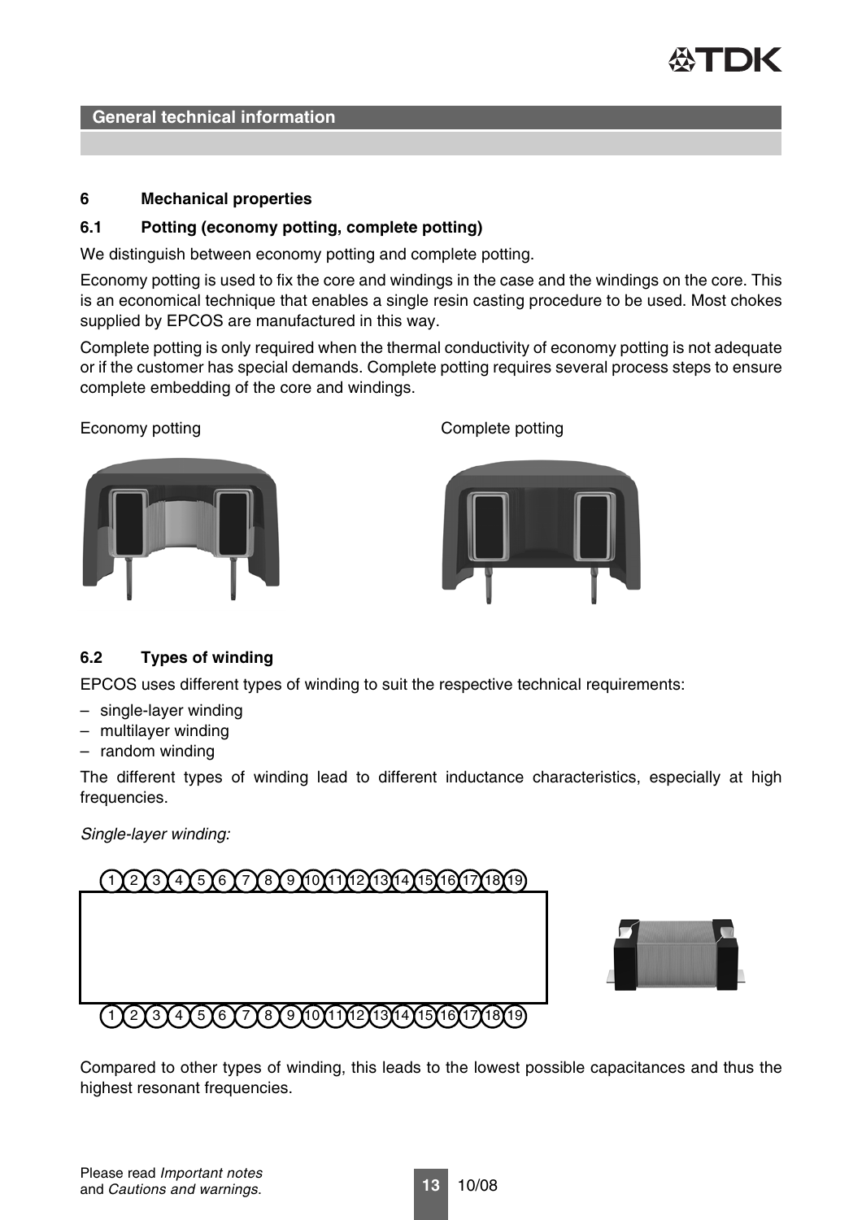## 6 Mechanical properties

### 6.1 Potting (economy potting, complete potting)

We distinguish between economy potting and complete potting.

Economy potting is used to fix the core and windings in the case and the windings on the core. This is an economical technique that enables a single resin casting procedure to be used. Most chokes supplied by EPCOS are manufactured in this way.

Complete potting is only required when the thermal conductivity of economy potting is not adequate or if the customer has special demands. Complete potting requires several process steps to ensure complete embedding of the core and windings.

Economy potting

Complete potting

### 6.2 Types of winding

EPCOS uses different types of winding to suit the respective technical requirements:

- single-layer winding
- multilayer winding
- random winding

The different types of winding lead to different inductance characteristics, especially at high frequencies.

*Single-layer winding:*

1 2 3 4 5 6 7 8 9 10 11 12 13 14 15 16 17 18 19

1 2 3 4 5 6 7 8 9 10 11 12 13 14 15 16 17 18 19

Compared to other types of winding, this leads to the lowest possible capacitances and thus the highest resonant frequencies.

Please read *Important notes* and *Cautions and warnings*.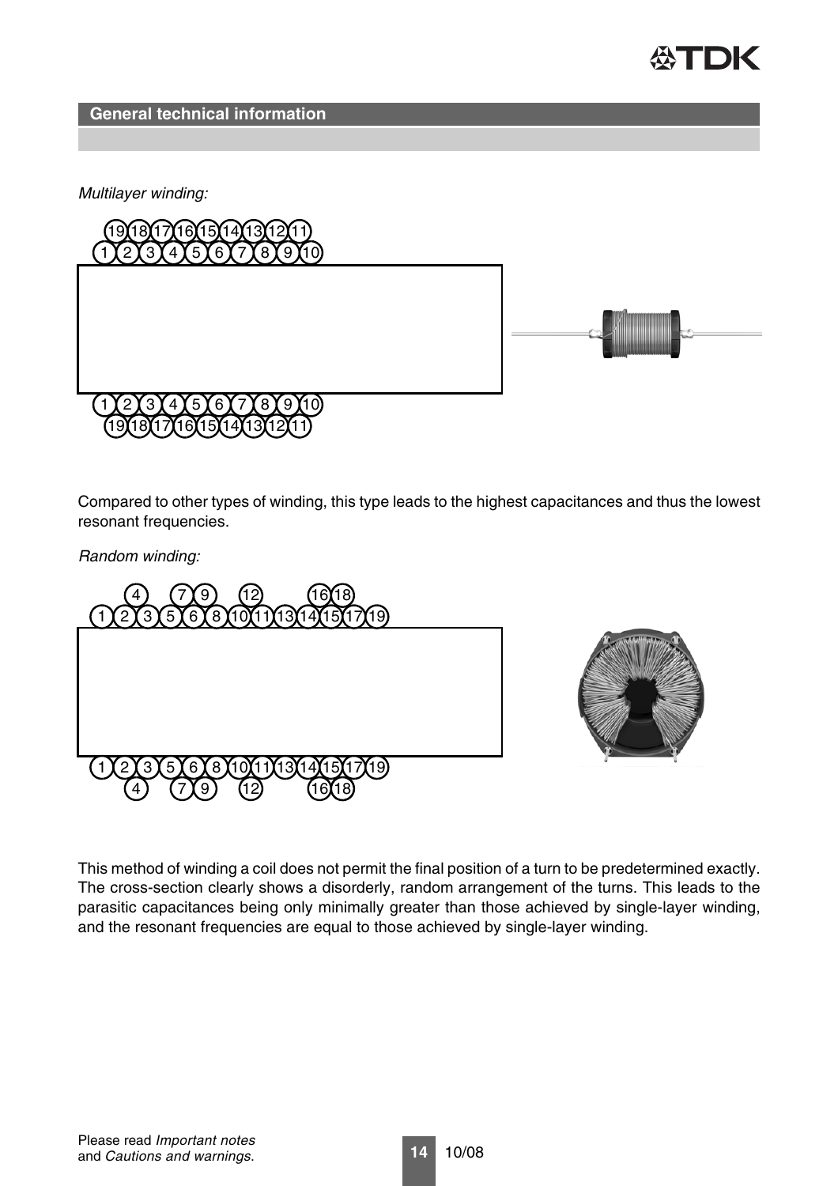## General technical information

*Multilayer winding:*

Compared to other types of winding, this type leads to the highest capacitances and thus the lowest resonant frequencies.

*Random winding:*

This method of winding a coil does not permit the final position of a turn to be predetermined exactly. The cross-section clearly shows a disorderly, random arrangement of the turns. This leads to the parasitic capacitances being only minimally greater than those achieved by single-layer winding, and the resonant frequencies are equal to those achieved by single-layer winding.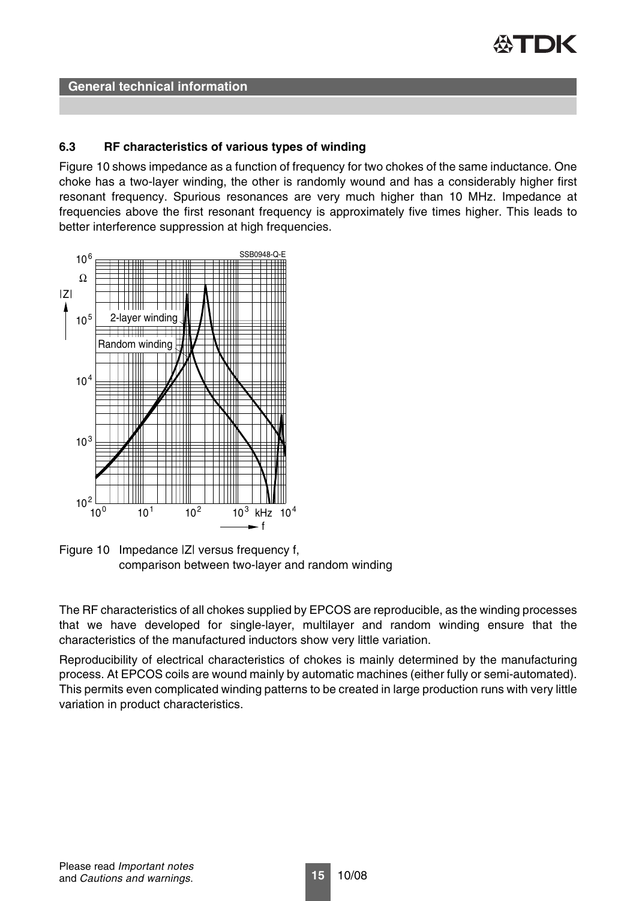### 6.3 RF characteristics of various types of winding

Figure 10 shows impedance as a function of frequency for two chokes of the same inductance. One choke has a two-layer winding, the other is randomly wound and has a considerably higher first resonant frequency. Spurious resonances are very much higher than 10 MHz. Impedance at frequencies above the first resonant frequency is approximately five times higher. This leads to better interference suppression at high frequencies.

SSB0948-Q-E

$10^6$
Ω
|Z|
$10^5$
$10^4$
$10^3$
$10^2$

2-layer winding
Random winding

$10^0$ $10^1$ $10^2$ $10^3$ kHz $10^4$
f

Figure 10 Impedance |Z| versus frequency f, comparison between two-layer and random winding

The RF characteristics of all chokes supplied by EPCOS are reproducible, as the winding processes that we have developed for single-layer, multilayer and random winding ensure that the characteristics of the manufactured inductors show very little variation.

Reproducibility of electrical characteristics of chokes is mainly determined by the manufacturing process. At EPCOS coils are wound mainly by automatic machines (either fully or semi-automated). This permits even complicated winding patterns to be created in large production runs with very little variation in product characteristics.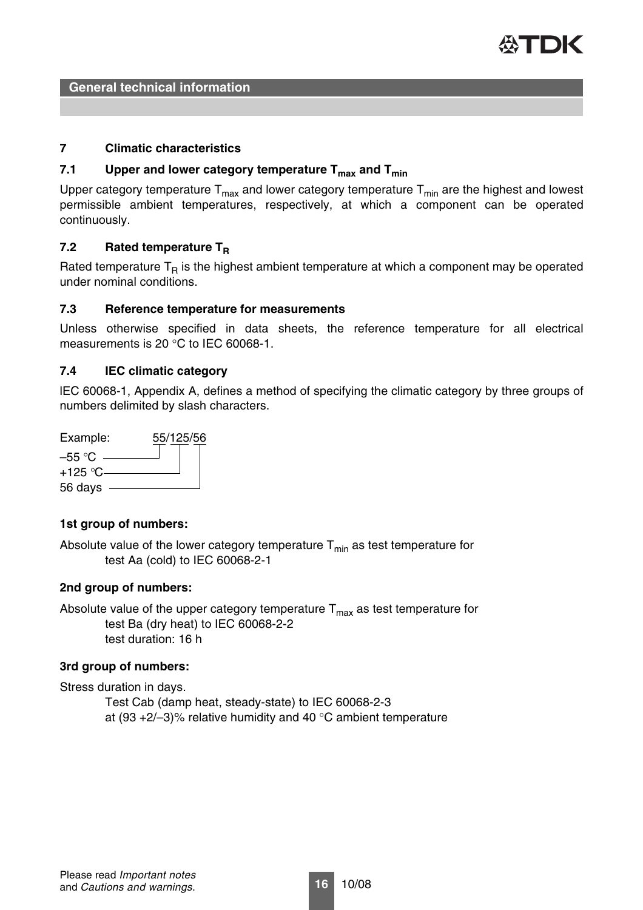**General technical information**

## 7 Climatic characteristics

### 7.1 Upper and lower category temperature $T_{max}$ and $T_{min}$

Upper category temperature $T_{max}$ and lower category temperature $T_{min}$ are the highest and lowest permissible ambient temperatures, respectively, at which a component can be operated continuously.

### 7.2 Rated temperature $T_R$

Rated temperature $T_R$ is the highest ambient temperature at which a component may be operated under nominal conditions.

### 7.3 Reference temperature for measurements

Unless otherwise specified in data sheets, the reference temperature for all electrical measurements is 20 °C to IEC 60068-1.

### 7.4 IEC climatic category

IEC 60068-1, Appendix A, defines a method of specifying the climatic category by three groups of numbers delimited by slash characters.

Example: 55/125/56

–55 °C
+125 °C
56 days

**1st group of numbers:**

Absolute value of the lower category temperature $T_{min}$ as test temperature for
test Aa (cold) to IEC 60068-2-1

**2nd group of numbers:**

Absolute value of the upper category temperature $T_{max}$ as test temperature for
test Ba (dry heat) to IEC 60068-2-2
test duration: 16 h

**3rd group of numbers:**

Stress duration in days.
Test Cab (damp heat, steady-state) to IEC 60068-2-3
at (93 +2/–3)% relative humidity and 40 °C ambient temperature

Please read *Important notes* and *Cautions and warnings*.

10/08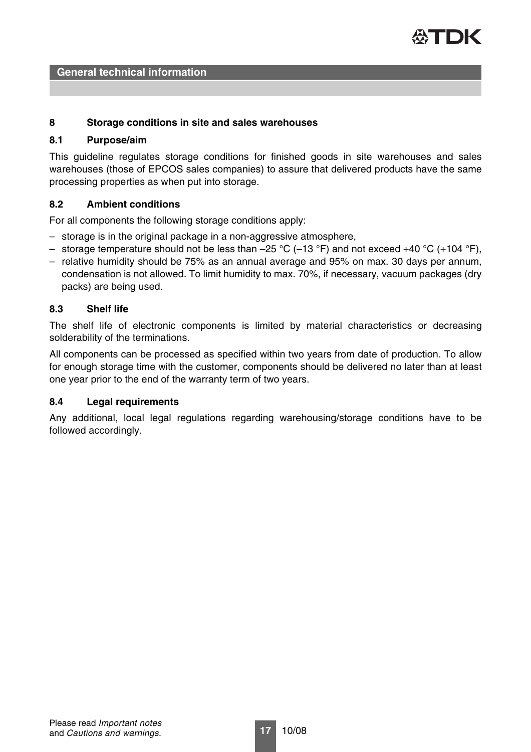## 8 Storage conditions in site and sales warehouses

### 8.1 Purpose/aim

This guideline regulates storage conditions for finished goods in site warehouses and sales warehouses (those of EPCOS sales companies) to assure that delivered products have the same processing properties as when put into storage.

### 8.2 Ambient conditions

For all components the following storage conditions apply:

- storage is in the original package in a non-aggressive atmosphere,
- storage temperature should not be less than –25 °C (–13 °F) and not exceed +40 °C (+104 °F),
- relative humidity should be 75% as an annual average and 95% on max. 30 days per annum, condensation is not allowed. To limit humidity to max. 70%, if necessary, vacuum packages (dry packs) are being used.

### 8.3 Shelf life

The shelf life of electronic components is limited by material characteristics or decreasing solderability of the terminations.

All components can be processed as specified within two years from date of production. To allow for enough storage time with the customer, components should be delivered no later than at least one year prior to the end of the warranty term of two years.

### 8.4 Legal requirements

Any additional, local legal regulations regarding warehousing/storage conditions have to be followed accordingly.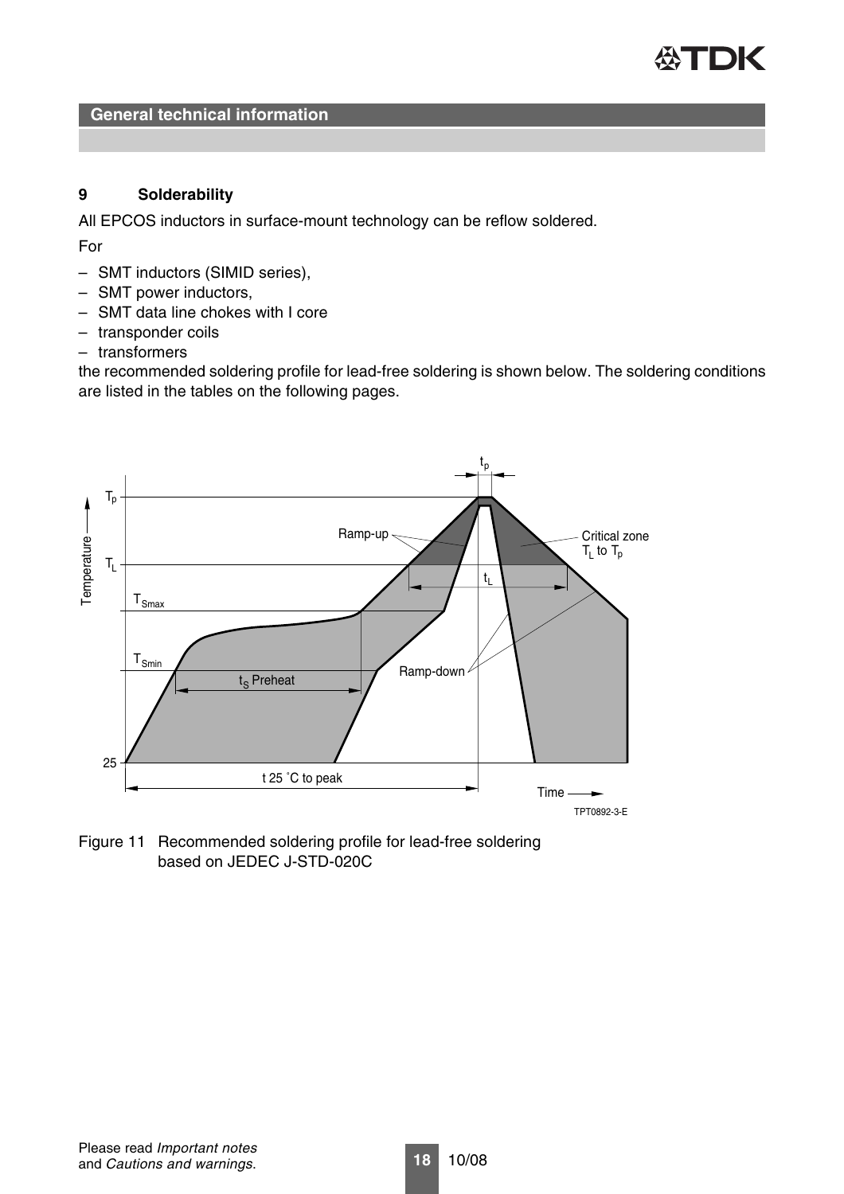## 9 Solderability

All EPCOS inductors in surface-mount technology can be reflow soldered.

For

- SMT inductors (SIMID series),
- SMT power inductors,
- SMT data line chokes with I core
- transponder coils
- transformers

the recommended soldering profile for lead-free soldering is shown below. The soldering conditions are listed in the tables on the following pages.

$t_p$

$T_p$

Ramp-up

Critical zone
$T_L$ to $T_p$

Temperature

$T_L$

$t_L$

$T_{Smax}$

$T_{Smin}$

$t_S$ Preheat

Ramp-down

25

t 25 ˚C to peak

Time

TPT0892-3-E

Figure 11 Recommended soldering profile for lead-free soldering based on JEDEC J-STD-020C

Please read *Important notes* and *Cautions and warnings.*

10/08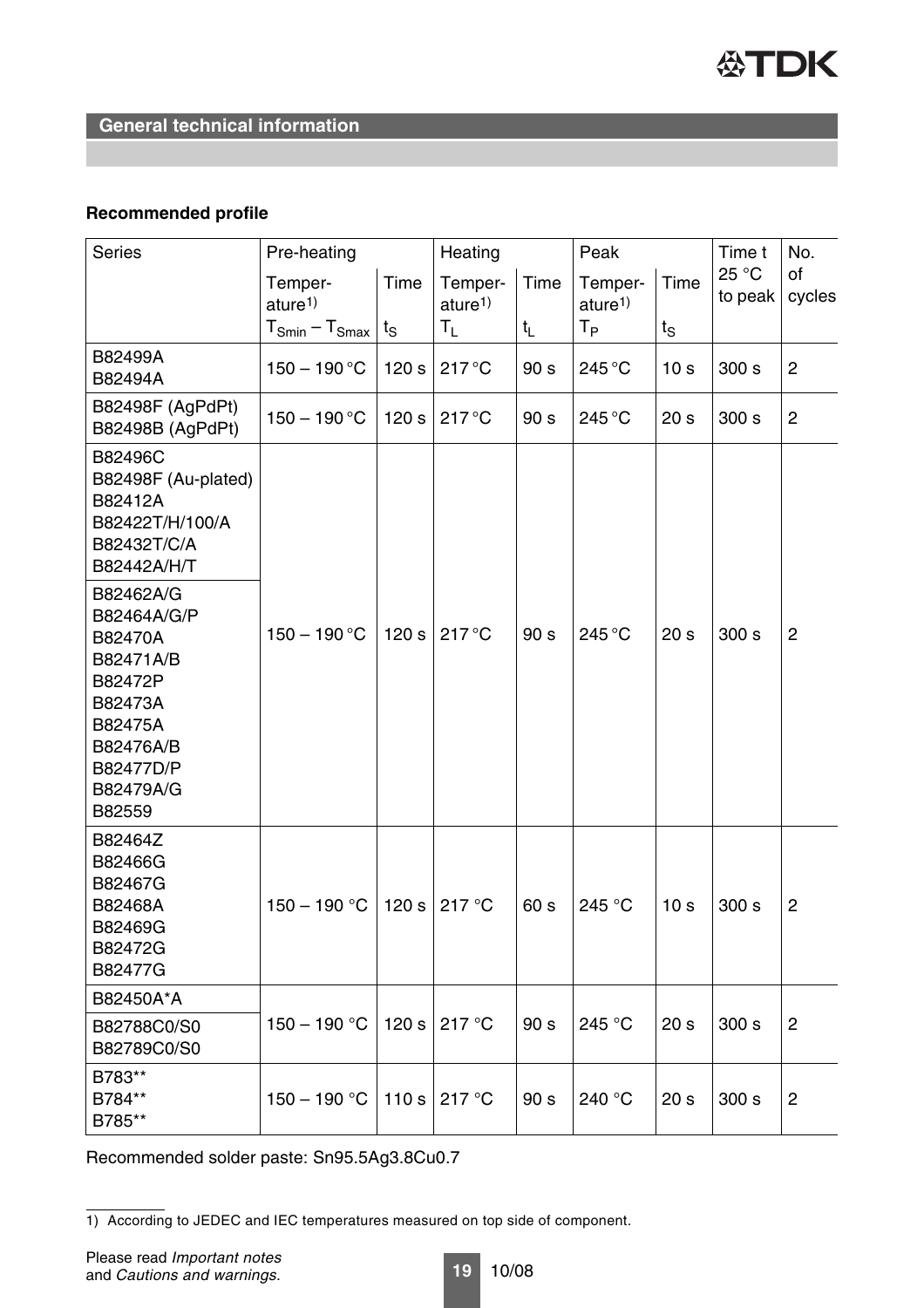## General technical information

**Recommended profile**

| Series | Pre-heating | | Heating | | Peak | | Time t | No. of cycles |
|---|---|---|---|---|---|---|---|---|
| | Temperature[1) ] $T_{Smin} - T_{Smax}$ | Time $t_S$ | Temperature[1)] $T_L$ | Time $t_L$ | Temperature[1)] $T_P$ | Time $t_S$ | 25 °C to peak | |
| B82499A<br>B82494A | 150 – 190 °C | 120 s | 217 °C | 90 s | 245 °C | 10 s | 300 s | 2 |
| B82498F (AgPdPt)<br>B82498B (AgPdPt) | 150 – 190 °C | 120 s | 217 °C | 90 s | 245 °C | 20 s | 300 s | 2 |
| B82496C<br>B82498F (Au-plated)<br>B82412A<br>B82422T/H/100/A<br>B82432T/C/A<br>B82442A/H/T | 150 – 190 °C | 120 s | 217 °C | 90 s | 245 °C | 20 s | 300 s | 2 |
| B82462A/G<br>B82464A/G/P<br>B82470A<br>B82471A/B<br>B82472P<br>B82473A<br>B82475A<br>B82476A/B<br>B82477D/P<br>B82479A/G<br>B82559 | | | | | | | | |
| B82464Z<br>B82466G<br>B82467G<br>B82468A<br>B82469G<br>B82472G<br>B82477G | 150 – 190 °C | 120 s | 217 °C | 60 s | 245 °C | 10 s | 300 s | 2 |
| B82450A*A | 150 – 190 °C | 120 s | 217 °C | 90 s | 245 °C | 20 s | 300 s | 2 |
| B82788C0/S0<br>B82789C0/S0 | | | | | | | | |
| B783**<br>B784**<br>B785** | 150 – 190 °C | 110 s | 217 °C | 90 s | 240 °C | 20 s | 300 s | 2 |

Recommended solder paste: Sn95.5Ag3.8Cu0.7

1) According to JEDEC and IEC temperatures measured on top side of component.

Please read *Important notes* and *Cautions and warnings*.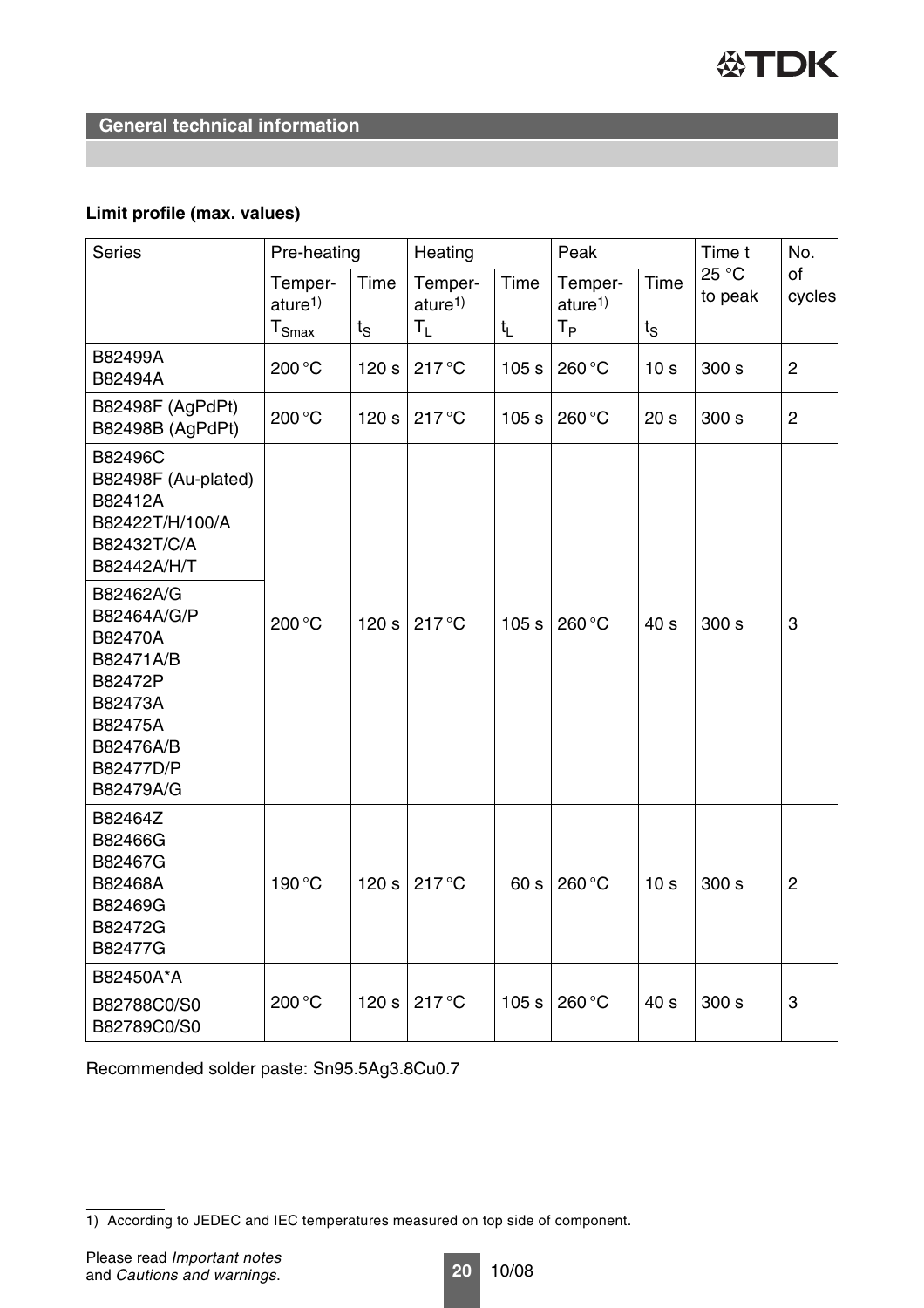## General technical information

### Limit profile (max. values)

| Series | Pre-heating | | Heating | | Peak | | Time t 25 °C to peak | No. of cycles |
|---|---|---|---|---|---|---|---|---|
| | Temperature[1) ] $T_{Smax}$ | Time $t_S$ | Temperature[1) ] $T_L$ | Time $t_L$ | Temperature[1) ] $T_P$ | Time $t_S$ | | |
| B82499A<br>B82494A | 200 °C | 120 s | 217 °C | 105 s | 260 °C | 10 s | 300 s | 2 |
| B82498F (AgPdPt)<br>B82498B (AgPdPt) | 200 °C | 120 s | 217 °C | 105 s | 260 °C | 20 s | 300 s | 2 |
| B82496C<br>B82498F (Au-plated)<br>B82412A<br>B82422T/H/100/A<br>B82432T/C/A<br>B82442A/H/T | 200 °C | 120 s | 217 °C | 105 s | 260 °C | 40 s | 300 s | 3 |
| B82462A/G<br>B82464A/G/P<br>B82470A<br>B82471A/B<br>B82472P<br>B82473A<br>B82475A<br>B82476A/B<br>B82477D/P<br>B82479A/G | 200 °C | 120 s | 217 °C | 105 s | 260 °C | 40 s | 300 s | 3 |
| B82464Z<br>B82466G<br>B82467G<br>B82468A<br>B82469G<br>B82472G<br>B82477G | 190 °C | 120 s | 217 °C | 60 s | 260 °C | 10 s | 300 s | 2 |
| B82450A*A | 200 °C | 120 s | 217 °C | 105 s | 260 °C | 40 s | 300 s | 3 |
| B82788C0/S0<br>B82789C0/S0 | 200 °C | 120 s | 217 °C | 105 s | 260 °C | 40 s | 300 s | 3 |

Recommended solder paste: Sn95.5Ag3.8Cu0.7

1) According to JEDEC and IEC temperatures measured on top side of component.

Please read *Important notes* and *Cautions and warnings*.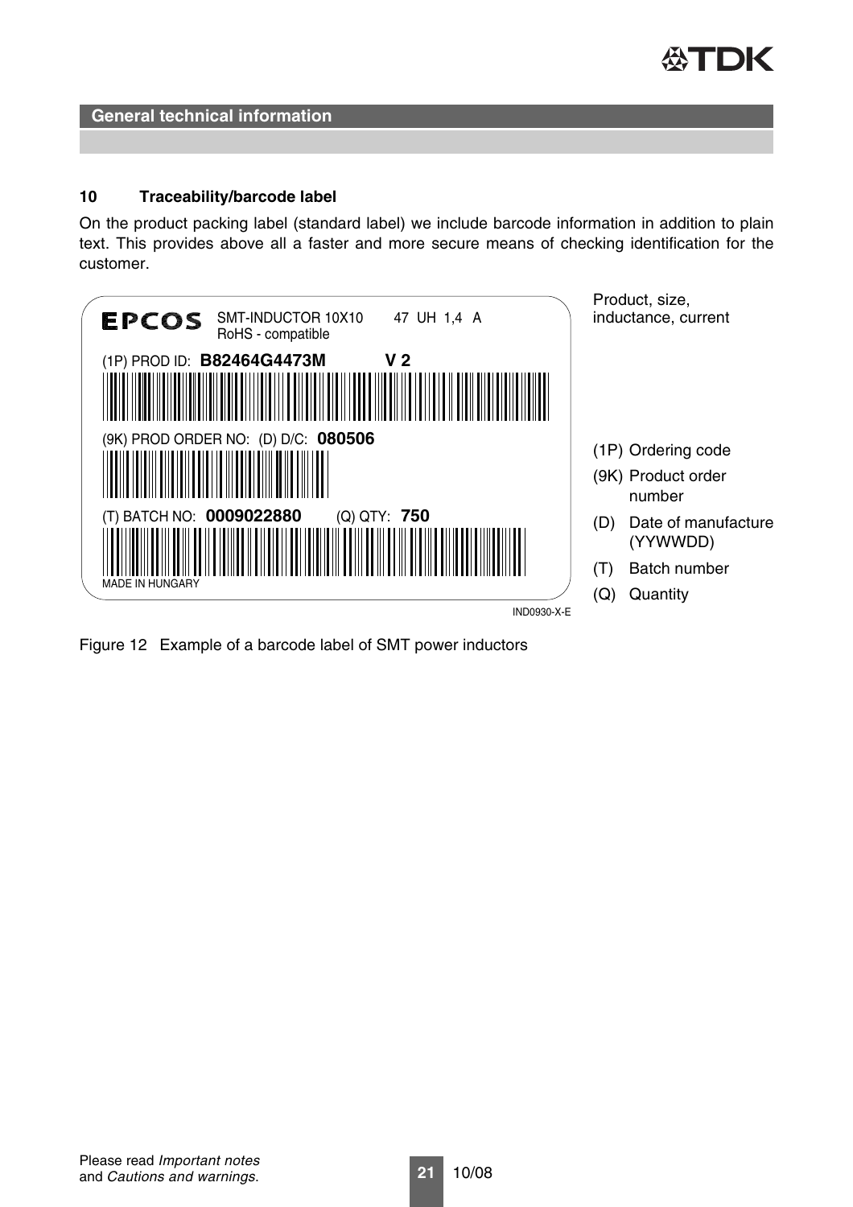## 10 Traceability/barcode label

On the product packing label (standard label) we include barcode information in addition to plain text. This provides above all a faster and more secure means of checking identification for the customer.

EPCOS SMT-INDUCTOR 10X10 47 UH 1,4 A
RoHS - compatible

(1P) PROD ID: **B82464G4473M** **V 2**

(9K) PROD ORDER NO: (D) D/C: **080506**

(T) BATCH NO: **0009022880** (Q) QTY: **750**

MADE IN HUNGARY

IND0930-X-E

Product, size, inductance, current

(1P) Ordering code

(9K) Product order number

(D) Date of manufacture (YYWWDD)

(T) Batch number

(Q) Quantity

Figure 12 Example of a barcode label of SMT power inductors